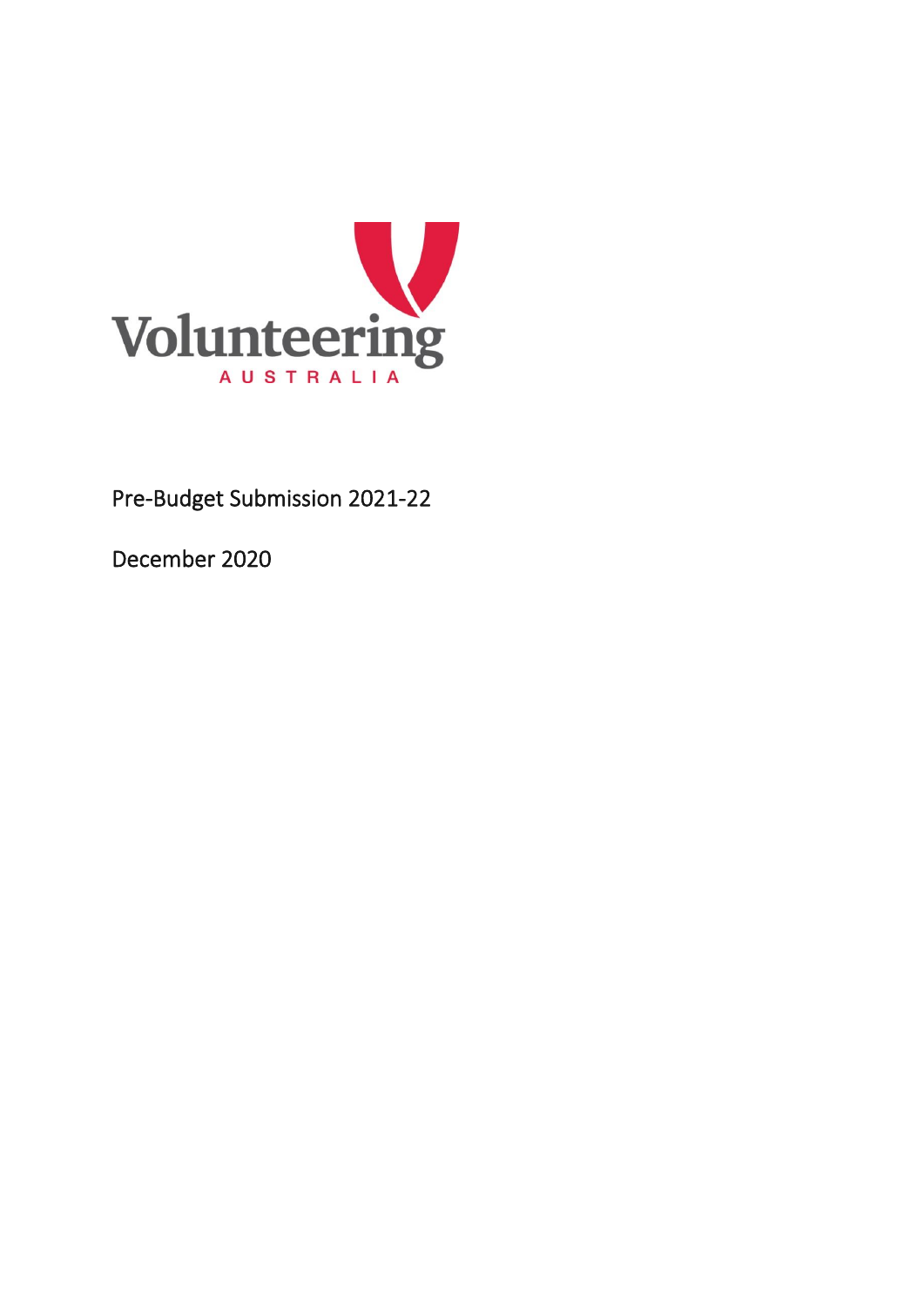Volunteering
AUSTRALIA

# Pre-Budget Submission 2021-22

December 2020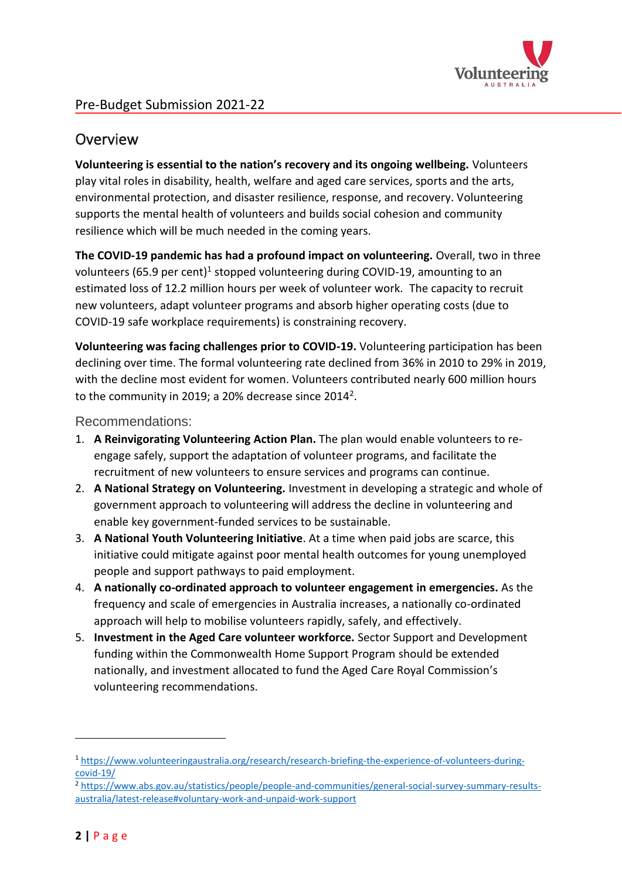Pre-Budget Submission 2021-22

## Overview

**Volunteering is essential to the nation's recovery and its ongoing wellbeing.** Volunteers play vital roles in disability, health, welfare and aged care services, sports and the arts, environmental protection, and disaster resilience, response, and recovery. Volunteering supports the mental health of volunteers and builds social cohesion and community resilience which will be much needed in the coming years.

**The COVID-19 pandemic has had a profound impact on volunteering.** Overall, two in three volunteers (65.9 per cent)[1] stopped volunteering during COVID-19, amounting to an estimated loss of 12.2 million hours per week of volunteer work. The capacity to recruit new volunteers, adapt volunteer programs and absorb higher operating costs (due to COVID-19 safe workplace requirements) is constraining recovery.

**Volunteering was facing challenges prior to COVID-19.** Volunteering participation has been declining over time. The formal volunteering rate declined from 36% in 2010 to 29% in 2019, with the decline most evident for women. Volunteers contributed nearly 600 million hours to the community in 2019; a 20% decrease since 2014[2].

### Recommendations:

1. **A Reinvigorating Volunteering Action Plan.** The plan would enable volunteers to re-engage safely, support the adaptation of volunteer programs, and facilitate the recruitment of new volunteers to ensure services and programs can continue.
2. **A National Strategy on Volunteering.** Investment in developing a strategic and whole of government approach to volunteering will address the decline in volunteering and enable key government-funded services to be sustainable.
3. **A National Youth Volunteering Initiative**. At a time when paid jobs are scarce, this initiative could mitigate against poor mental health outcomes for young unemployed people and support pathways to paid employment.
4. **A nationally co-ordinated approach to volunteer engagement in emergencies.** As the frequency and scale of emergencies in Australia increases, a nationally co-ordinated approach will help to mobilise volunteers rapidly, safely, and effectively.
5. **Investment in the Aged Care volunteer workforce.** Sector Support and Development funding within the Commonwealth Home Support Program should be extended nationally, and investment allocated to fund the Aged Care Royal Commission's volunteering recommendations.

---

[1] https://www.volunteeringaustralia.org/research/research-briefing-the-experience-of-volunteers-during-covid-19/

[2] https://www.abs.gov.au/statistics/people/people-and-communities/general-social-survey-summary-results-australia/latest-release#voluntary-work-and-unpaid-work-support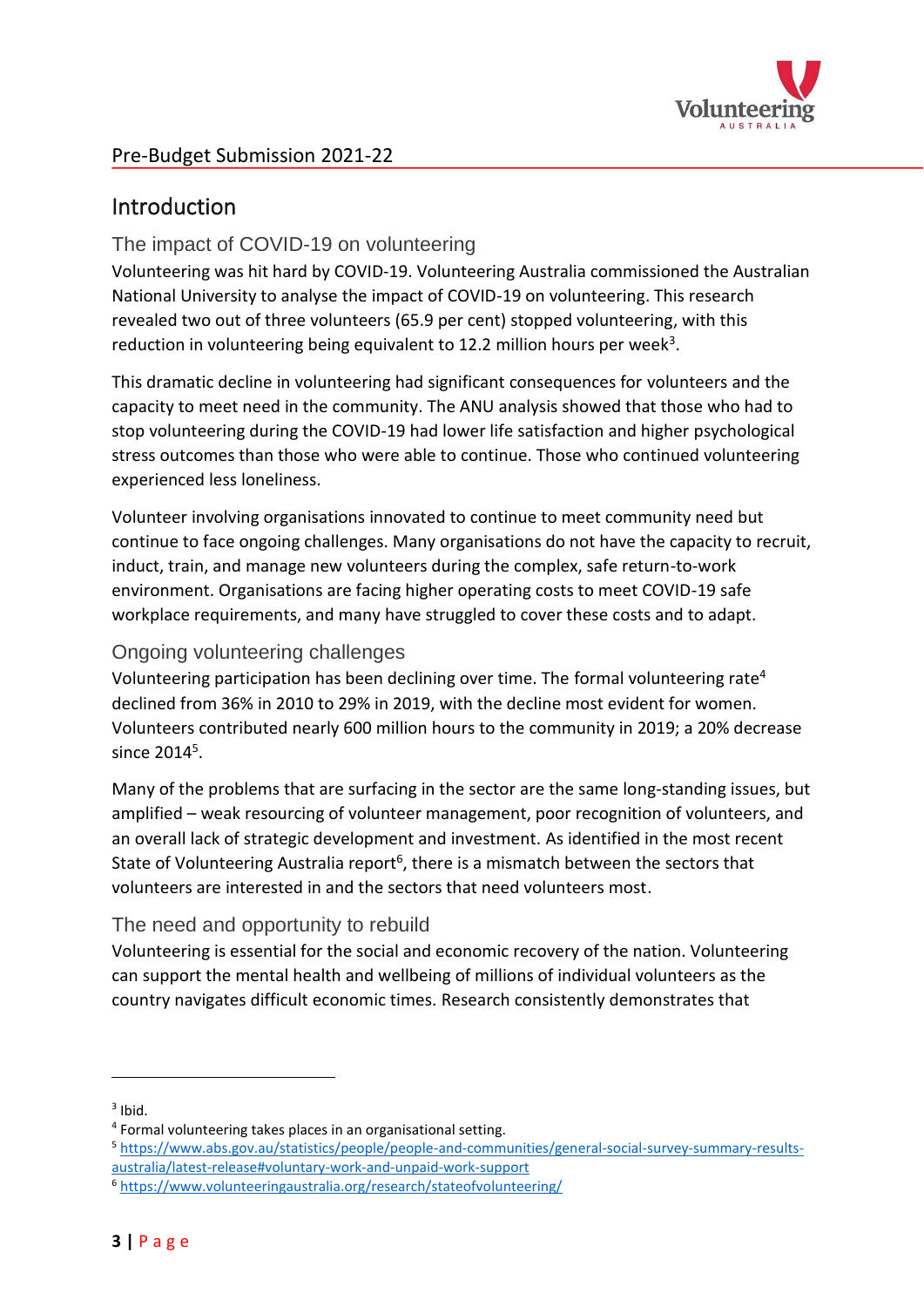## Introduction

### The impact of COVID-19 on volunteering

Volunteering was hit hard by COVID-19. Volunteering Australia commissioned the Australian National University to analyse the impact of COVID-19 on volunteering. This research revealed two out of three volunteers (65.9 per cent) stopped volunteering, with this reduction in volunteering being equivalent to 12.2 million hours per week[3].

This dramatic decline in volunteering had significant consequences for volunteers and the capacity to meet need in the community. The ANU analysis showed that those who had to stop volunteering during the COVID-19 had lower life satisfaction and higher psychological stress outcomes than those who were able to continue. Those who continued volunteering experienced less loneliness.

Volunteer involving organisations innovated to continue to meet community need but continue to face ongoing challenges. Many organisations do not have the capacity to recruit, induct, train, and manage new volunteers during the complex, safe return-to-work environment. Organisations are facing higher operating costs to meet COVID-19 safe workplace requirements, and many have struggled to cover these costs and to adapt.

### Ongoing volunteering challenges

Volunteering participation has been declining over time. The formal volunteering rate[4] declined from 36% in 2010 to 29% in 2019, with the decline most evident for women. Volunteers contributed nearly 600 million hours to the community in 2019; a 20% decrease since 2014[5].

Many of the problems that are surfacing in the sector are the same long-standing issues, but amplified – weak resourcing of volunteer management, poor recognition of volunteers, and an overall lack of strategic development and investment. As identified in the most recent State of Volunteering Australia report[6], there is a mismatch between the sectors that volunteers are interested in and the sectors that need volunteers most.

### The need and opportunity to rebuild

Volunteering is essential for the social and economic recovery of the nation. Volunteering can support the mental health and wellbeing of millions of individual volunteers as the country navigates difficult economic times. Research consistently demonstrates that

---

[3] Ibid.

[4] Formal volunteering takes places in an organisational setting.

[5] https://www.abs.gov.au/statistics/people/people-and-communities/general-social-survey-summary-results-australia/latest-release#voluntary-work-and-unpaid-work-support

[6] https://www.volunteeringaustralia.org/research/stateofvolunteering/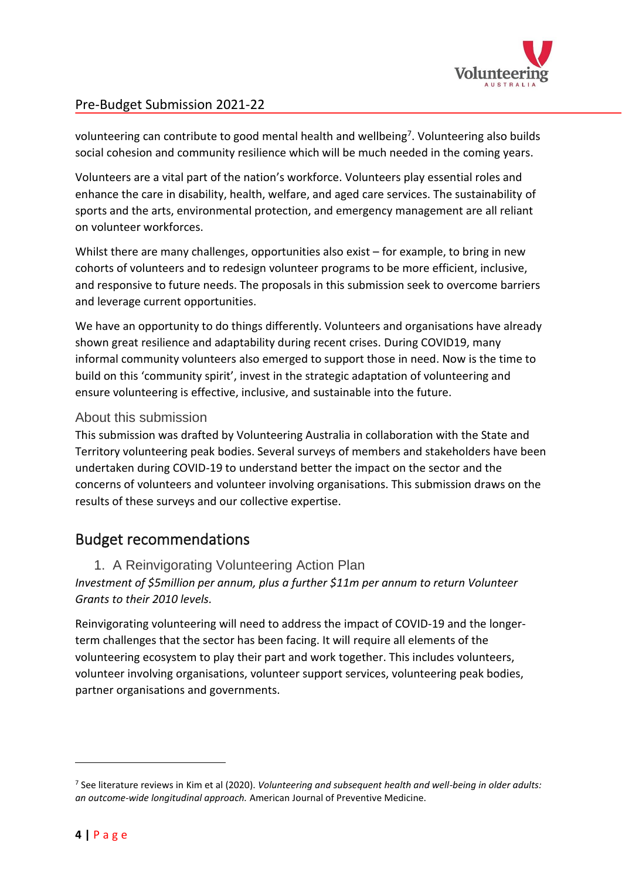volunteering can contribute to good mental health and wellbeing[7]. Volunteering also builds social cohesion and community resilience which will be much needed in the coming years.

Volunteers are a vital part of the nation's workforce. Volunteers play essential roles and enhance the care in disability, health, welfare, and aged care services. The sustainability of sports and the arts, environmental protection, and emergency management are all reliant on volunteer workforces.

Whilst there are many challenges, opportunities also exist – for example, to bring in new cohorts of volunteers and to redesign volunteer programs to be more efficient, inclusive, and responsive to future needs. The proposals in this submission seek to overcome barriers and leverage current opportunities.

We have an opportunity to do things differently. Volunteers and organisations have already shown great resilience and adaptability during recent crises. During COVID19, many informal community volunteers also emerged to support those in need. Now is the time to build on this 'community spirit', invest in the strategic adaptation of volunteering and ensure volunteering is effective, inclusive, and sustainable into the future.

### About this submission

This submission was drafted by Volunteering Australia in collaboration with the State and Territory volunteering peak bodies. Several surveys of members and stakeholders have been undertaken during COVID-19 to understand better the impact on the sector and the concerns of volunteers and volunteer involving organisations. This submission draws on the results of these surveys and our collective expertise.

## Budget recommendations

### 1. A Reinvigorating Volunteering Action Plan

*Investment of $5million per annum, plus a further $11m per annum to return Volunteer Grants to their 2010 levels.*

Reinvigorating volunteering will need to address the impact of COVID-19 and the longer-term challenges that the sector has been facing. It will require all elements of the volunteering ecosystem to play their part and work together. This includes volunteers, volunteer involving organisations, volunteer support services, volunteering peak bodies, partner organisations and governments.

---

[7] See literature reviews in Kim et al (2020). *Volunteering and subsequent health and well-being in older adults: an outcome-wide longitudinal approach.* American Journal of Preventive Medicine.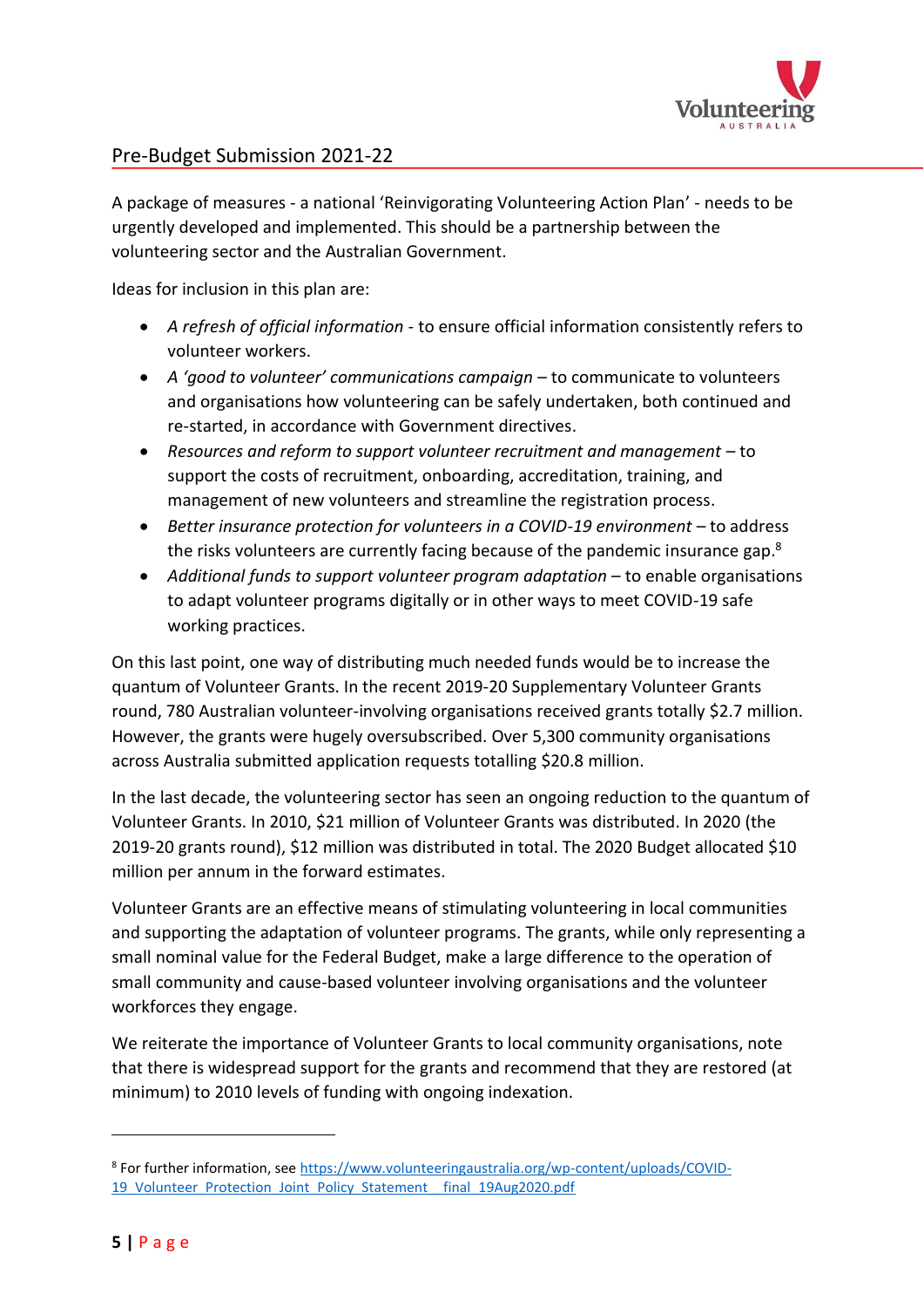A package of measures - a national 'Reinvigorating Volunteering Action Plan' - needs to be urgently developed and implemented. This should be a partnership between the volunteering sector and the Australian Government.

Ideas for inclusion in this plan are:

- *A refresh of official information* - to ensure official information consistently refers to volunteer workers.
- *A 'good to volunteer' communications campaign* – to communicate to volunteers and organisations how volunteering can be safely undertaken, both continued and re-started, in accordance with Government directives.
- *Resources and reform to support volunteer recruitment and management* – to support the costs of recruitment, onboarding, accreditation, training, and management of new volunteers and streamline the registration process.
- *Better insurance protection for volunteers in a COVID-19 environment* – to address the risks volunteers are currently facing because of the pandemic insurance gap.[8]
- *Additional funds to support volunteer program adaptation* – to enable organisations to adapt volunteer programs digitally or in other ways to meet COVID-19 safe working practices.

On this last point, one way of distributing much needed funds would be to increase the quantum of Volunteer Grants. In the recent 2019-20 Supplementary Volunteer Grants round, 780 Australian volunteer-involving organisations received grants totally $2.7 million. However, the grants were hugely oversubscribed. Over 5,300 community organisations across Australia submitted application requests totalling $20.8 million.

In the last decade, the volunteering sector has seen an ongoing reduction to the quantum of Volunteer Grants. In 2010, $21 million of Volunteer Grants was distributed. In 2020 (the 2019-20 grants round), $12 million was distributed in total. The 2020 Budget allocated $10 million per annum in the forward estimates.

Volunteer Grants are an effective means of stimulating volunteering in local communities and supporting the adaptation of volunteer programs. The grants, while only representing a small nominal value for the Federal Budget, make a large difference to the operation of small community and cause-based volunteer involving organisations and the volunteer workforces they engage.

We reiterate the importance of Volunteer Grants to local community organisations, note that there is widespread support for the grants and recommend that they are restored (at minimum) to 2010 levels of funding with ongoing indexation.

---

[8] For further information, see https://www.volunteeringaustralia.org/wp-content/uploads/COVID-19_Volunteer_Protection_Joint_Policy_Statement__final_19Aug2020.pdf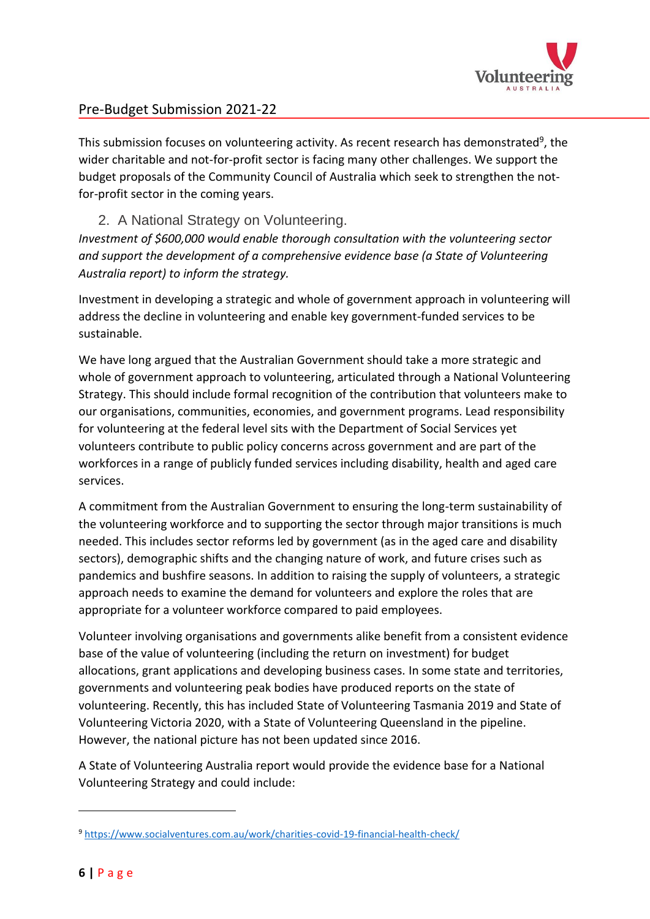This submission focuses on volunteering activity. As recent research has demonstrated[9], the wider charitable and not-for-profit sector is facing many other challenges. We support the budget proposals of the Community Council of Australia which seek to strengthen the not-for-profit sector in the coming years.

## 2. A National Strategy on Volunteering.

*Investment of $600,000 would enable thorough consultation with the volunteering sector and support the development of a comprehensive evidence base (a State of Volunteering Australia report) to inform the strategy.*

Investment in developing a strategic and whole of government approach in volunteering will address the decline in volunteering and enable key government-funded services to be sustainable.

We have long argued that the Australian Government should take a more strategic and whole of government approach to volunteering, articulated through a National Volunteering Strategy. This should include formal recognition of the contribution that volunteers make to our organisations, communities, economies, and government programs. Lead responsibility for volunteering at the federal level sits with the Department of Social Services yet volunteers contribute to public policy concerns across government and are part of the workforces in a range of publicly funded services including disability, health and aged care services.

A commitment from the Australian Government to ensuring the long-term sustainability of the volunteering workforce and to supporting the sector through major transitions is much needed. This includes sector reforms led by government (as in the aged care and disability sectors), demographic shifts and the changing nature of work, and future crises such as pandemics and bushfire seasons. In addition to raising the supply of volunteers, a strategic approach needs to examine the demand for volunteers and explore the roles that are appropriate for a volunteer workforce compared to paid employees.

Volunteer involving organisations and governments alike benefit from a consistent evidence base of the value of volunteering (including the return on investment) for budget allocations, grant applications and developing business cases. In some state and territories, governments and volunteering peak bodies have produced reports on the state of volunteering. Recently, this has included State of Volunteering Tasmania 2019 and State of Volunteering Victoria 2020, with a State of Volunteering Queensland in the pipeline. However, the national picture has not been updated since 2016.

A State of Volunteering Australia report would provide the evidence base for a National Volunteering Strategy and could include:

---

[9] https://www.socialventures.com.au/work/charities-covid-19-financial-health-check/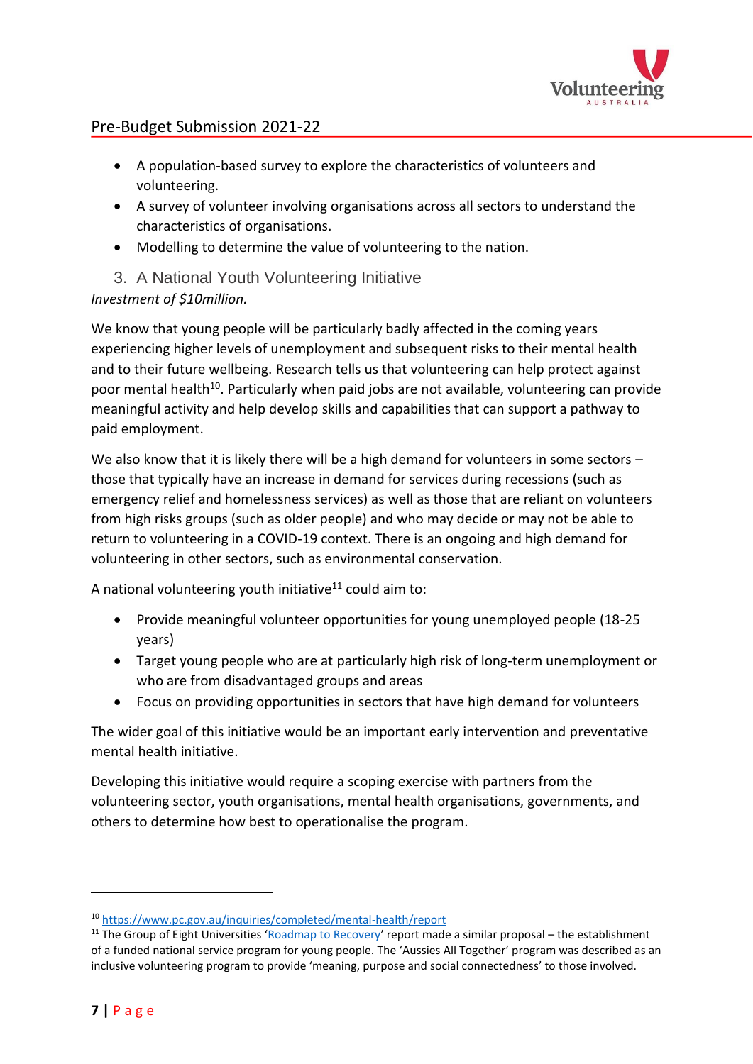- A population-based survey to explore the characteristics of volunteers and volunteering.
- A survey of volunteer involving organisations across all sectors to understand the characteristics of organisations.
- Modelling to determine the value of volunteering to the nation.

## 3. A National Youth Volunteering Initiative

*Investment of $10million.*

We know that young people will be particularly badly affected in the coming years experiencing higher levels of unemployment and subsequent risks to their mental health and to their future wellbeing. Research tells us that volunteering can help protect against poor mental health[10]. Particularly when paid jobs are not available, volunteering can provide meaningful activity and help develop skills and capabilities that can support a pathway to paid employment.

We also know that it is likely there will be a high demand for volunteers in some sectors – those that typically have an increase in demand for services during recessions (such as emergency relief and homelessness services) as well as those that are reliant on volunteers from high risks groups (such as older people) and who may decide or may not be able to return to volunteering in a COVID-19 context. There is an ongoing and high demand for volunteering in other sectors, such as environmental conservation.

A national volunteering youth initiative[11] could aim to:

- Provide meaningful volunteer opportunities for young unemployed people (18-25 years)
- Target young people who are at particularly high risk of long-term unemployment or who are from disadvantaged groups and areas
- Focus on providing opportunities in sectors that have high demand for volunteers

The wider goal of this initiative would be an important early intervention and preventative mental health initiative.

Developing this initiative would require a scoping exercise with partners from the volunteering sector, youth organisations, mental health organisations, governments, and others to determine how best to operationalise the program.

---

[10] https://www.pc.gov.au/inquiries/completed/mental-health/report

[11] The Group of Eight Universities 'Roadmap to Recovery' report made a similar proposal – the establishment of a funded national service program for young people. The 'Aussies All Together' program was described as an inclusive volunteering program to provide 'meaning, purpose and social connectedness' to those involved.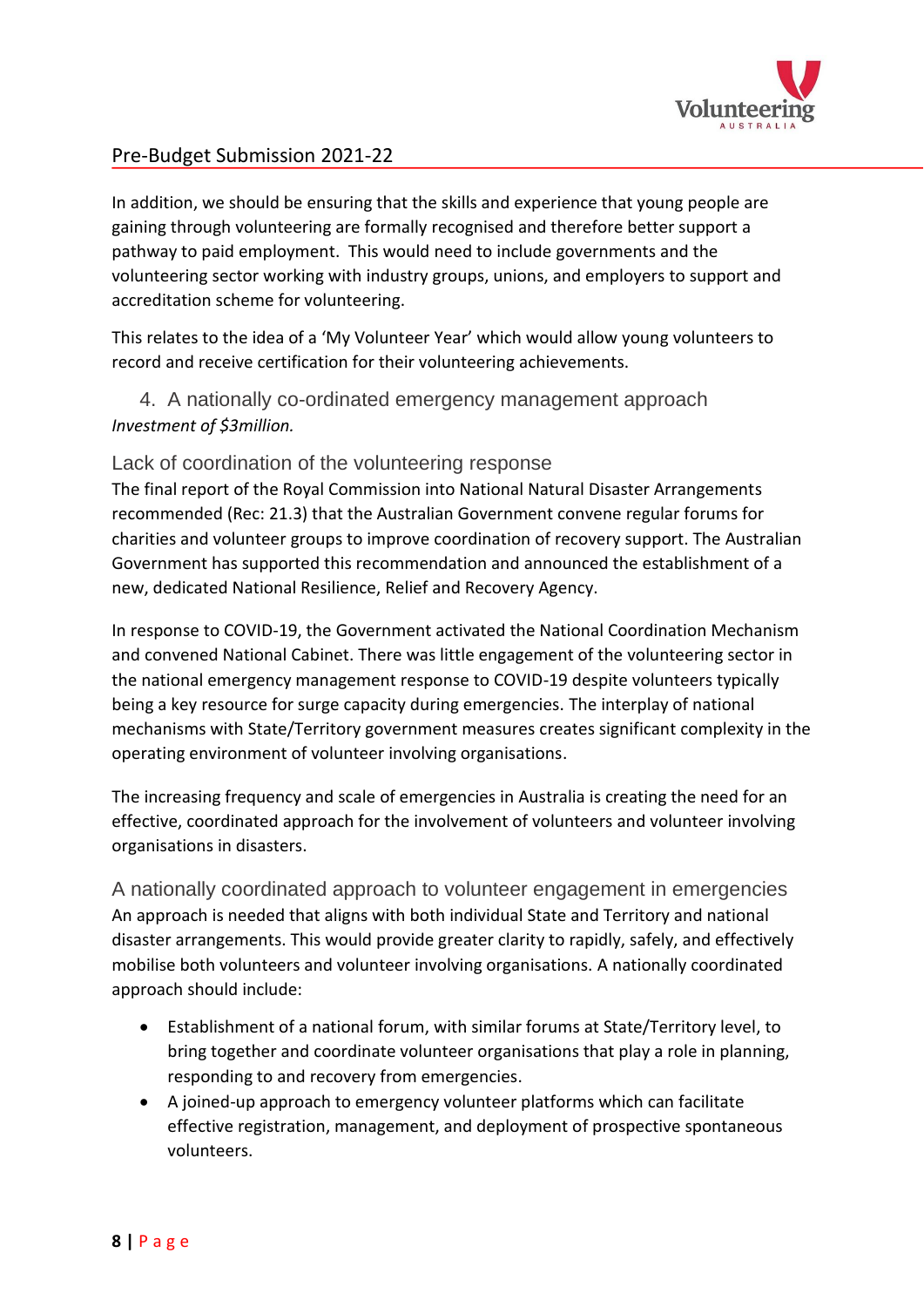In addition, we should be ensuring that the skills and experience that young people are gaining through volunteering are formally recognised and therefore better support a pathway to paid employment. This would need to include governments and the volunteering sector working with industry groups, unions, and employers to support and accreditation scheme for volunteering.

This relates to the idea of a 'My Volunteer Year' which would allow young volunteers to record and receive certification for their volunteering achievements.

## 4. A nationally co-ordinated emergency management approach

*Investment of $3million.*

### Lack of coordination of the volunteering response

The final report of the Royal Commission into National Natural Disaster Arrangements recommended (Rec: 21.3) that the Australian Government convene regular forums for charities and volunteer groups to improve coordination of recovery support. The Australian Government has supported this recommendation and announced the establishment of a new, dedicated National Resilience, Relief and Recovery Agency.

In response to COVID-19, the Government activated the National Coordination Mechanism and convened National Cabinet. There was little engagement of the volunteering sector in the national emergency management response to COVID-19 despite volunteers typically being a key resource for surge capacity during emergencies. The interplay of national mechanisms with State/Territory government measures creates significant complexity in the operating environment of volunteer involving organisations.

The increasing frequency and scale of emergencies in Australia is creating the need for an effective, coordinated approach for the involvement of volunteers and volunteer involving organisations in disasters.

### A nationally coordinated approach to volunteer engagement in emergencies

An approach is needed that aligns with both individual State and Territory and national disaster arrangements. This would provide greater clarity to rapidly, safely, and effectively mobilise both volunteers and volunteer involving organisations. A nationally coordinated approach should include:

- Establishment of a national forum, with similar forums at State/Territory level, to bring together and coordinate volunteer organisations that play a role in planning, responding to and recovery from emergencies.
- A joined-up approach to emergency volunteer platforms which can facilitate effective registration, management, and deployment of prospective spontaneous volunteers.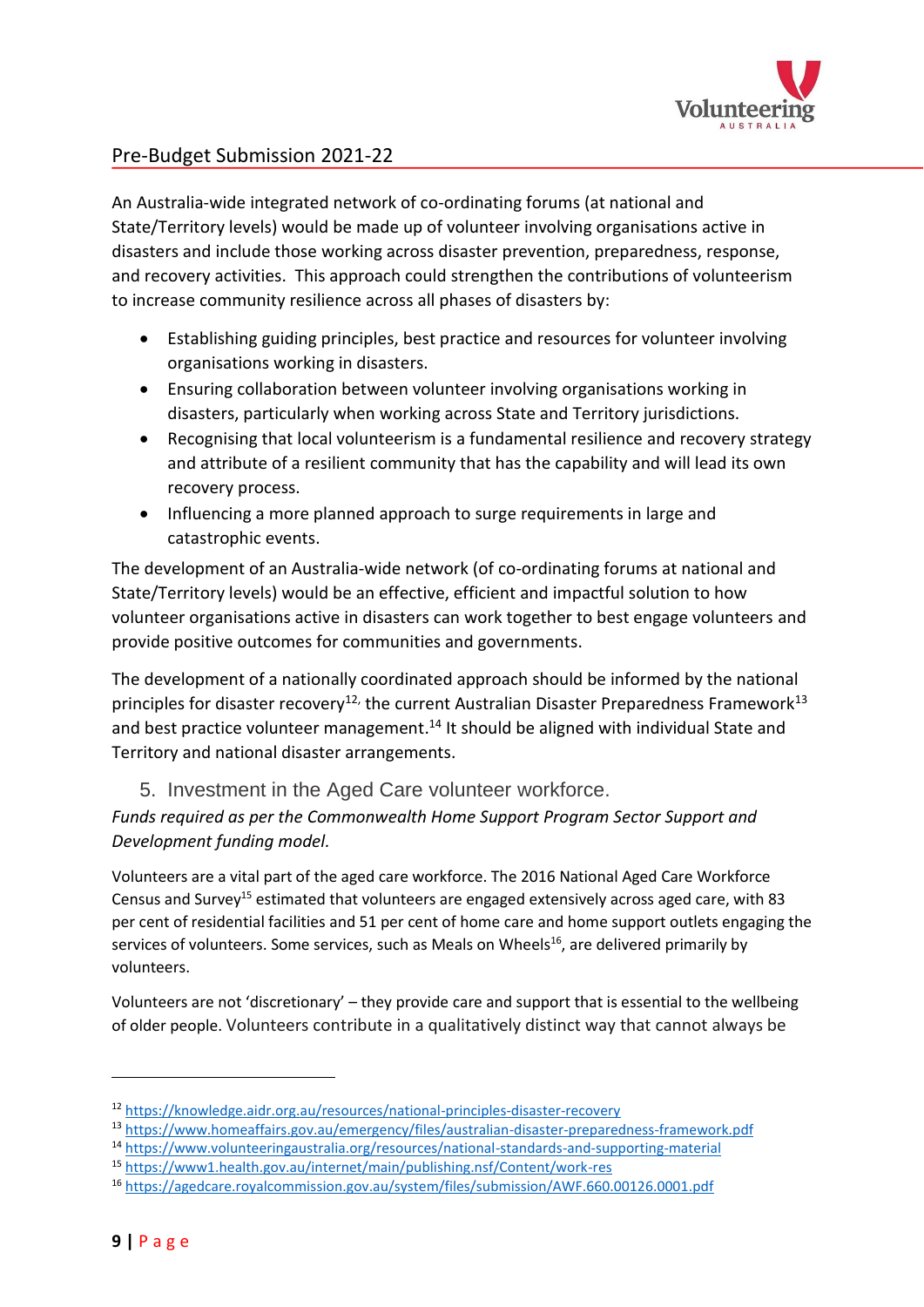An Australia-wide integrated network of co-ordinating forums (at national and State/Territory levels) would be made up of volunteer involving organisations active in disasters and include those working across disaster prevention, preparedness, response, and recovery activities. This approach could strengthen the contributions of volunteerism to increase community resilience across all phases of disasters by:

- Establishing guiding principles, best practice and resources for volunteer involving organisations working in disasters.
- Ensuring collaboration between volunteer involving organisations working in disasters, particularly when working across State and Territory jurisdictions.
- Recognising that local volunteerism is a fundamental resilience and recovery strategy and attribute of a resilient community that has the capability and will lead its own recovery process.
- Influencing a more planned approach to surge requirements in large and catastrophic events.

The development of an Australia-wide network (of co-ordinating forums at national and State/Territory levels) would be an effective, efficient and impactful solution to how volunteer organisations active in disasters can work together to best engage volunteers and provide positive outcomes for communities and governments.

The development of a nationally coordinated approach should be informed by the national principles for disaster recovery[12], the current Australian Disaster Preparedness Framework[13] and best practice volunteer management.[14] It should be aligned with individual State and Territory and national disaster arrangements.

## 5. Investment in the Aged Care volunteer workforce.

*Funds required as per the Commonwealth Home Support Program Sector Support and Development funding model.*

Volunteers are a vital part of the aged care workforce. The 2016 National Aged Care Workforce Census and Survey[15] estimated that volunteers are engaged extensively across aged care, with 83 per cent of residential facilities and 51 per cent of home care and home support outlets engaging the services of volunteers. Some services, such as Meals on Wheels[16], are delivered primarily by volunteers.

Volunteers are not 'discretionary' – they provide care and support that is essential to the wellbeing of older people. Volunteers contribute in a qualitatively distinct way that cannot always be

---

[12] https://knowledge.aidr.org.au/resources/national-principles-disaster-recovery

[13] https://www.homeaffairs.gov.au/emergency/files/australian-disaster-preparedness-framework.pdf

[14] https://www.volunteeringaustralia.org/resources/national-standards-and-supporting-material

[15] https://www1.health.gov.au/internet/main/publishing.nsf/Content/work-res

[16] https://agedcare.royalcommission.gov.au/system/files/submission/AWF.660.00126.0001.pdf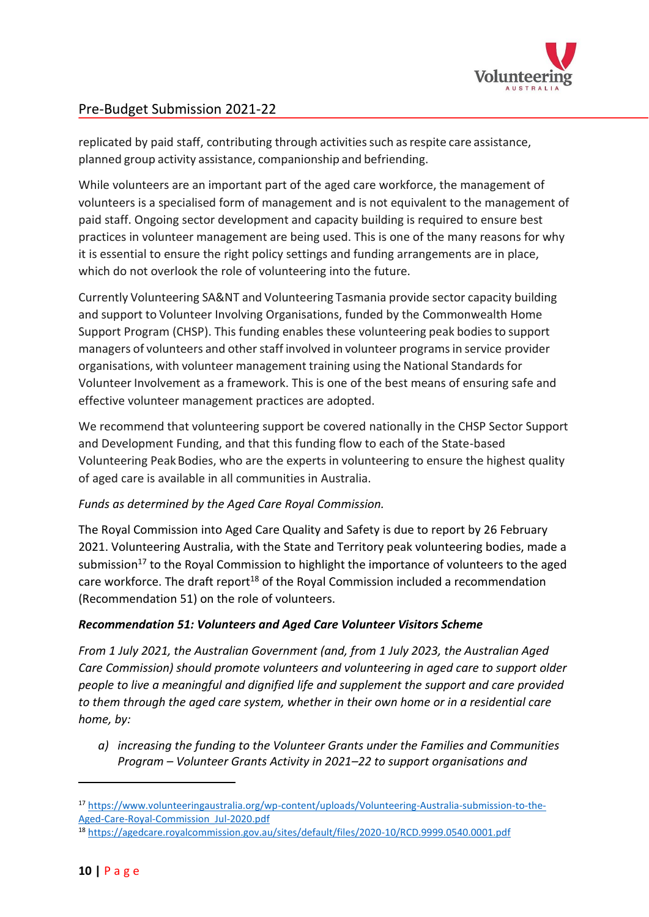replicated by paid staff, contributing through activities such as respite care assistance, planned group activity assistance, companionship and befriending.

While volunteers are an important part of the aged care workforce, the management of volunteers is a specialised form of management and is not equivalent to the management of paid staff. Ongoing sector development and capacity building is required to ensure best practices in volunteer management are being used. This is one of the many reasons for why it is essential to ensure the right policy settings and funding arrangements are in place, which do not overlook the role of volunteering into the future.

Currently Volunteering SA&NT and Volunteering Tasmania provide sector capacity building and support to Volunteer Involving Organisations, funded by the Commonwealth Home Support Program (CHSP). This funding enables these volunteering peak bodies to support managers of volunteers and other staff involved in volunteer programs in service provider organisations, with volunteer management training using the National Standards for Volunteer Involvement as a framework. This is one of the best means of ensuring safe and effective volunteer management practices are adopted.

We recommend that volunteering support be covered nationally in the CHSP Sector Support and Development Funding, and that this funding flow to each of the State-based Volunteering Peak Bodies, who are the experts in volunteering to ensure the highest quality of aged care is available in all communities in Australia.

*Funds as determined by the Aged Care Royal Commission.*

The Royal Commission into Aged Care Quality and Safety is due to report by 26 February 2021. Volunteering Australia, with the State and Territory peak volunteering bodies, made a submission[17] to the Royal Commission to highlight the importance of volunteers to the aged care workforce. The draft report[18] of the Royal Commission included a recommendation (Recommendation 51) on the role of volunteers.

***Recommendation 51: Volunteers and Aged Care Volunteer Visitors Scheme***

*From 1 July 2021, the Australian Government (and, from 1 July 2023, the Australian Aged Care Commission) should promote volunteers and volunteering in aged care to support older people to live a meaningful and dignified life and supplement the support and care provided to them through the aged care system, whether in their own home or in a residential care home, by:*

*a) increasing the funding to the Volunteer Grants under the Families and Communities Program – Volunteer Grants Activity in 2021–22 to support organisations and*

---

[17] https://www.volunteeringaustralia.org/wp-content/uploads/Volunteering-Australia-submission-to-the-Aged-Care-Royal-Commission_Jul-2020.pdf

[18] https://agedcare.royalcommission.gov.au/sites/default/files/2020-10/RCD.9999.0540.0001.pdf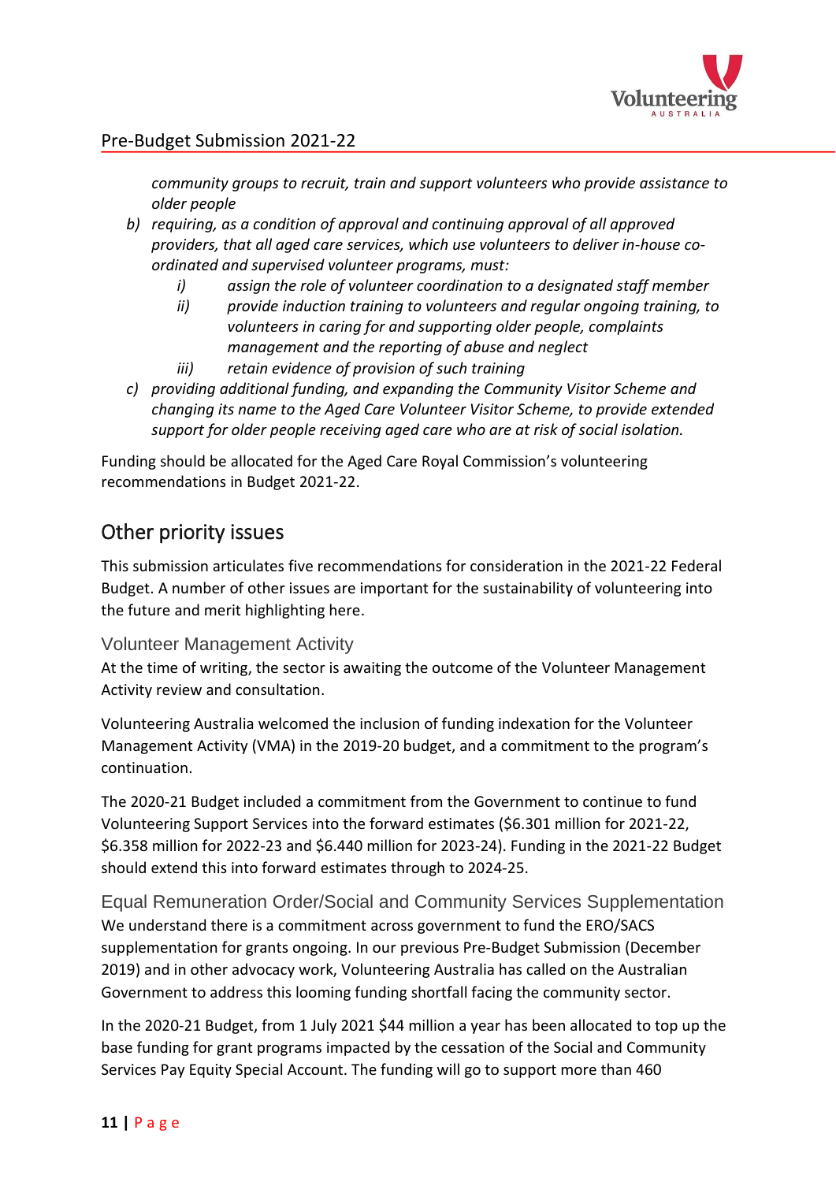*community groups to recruit, train and support volunteers who provide assistance to older people*

b) *requiring, as a condition of approval and continuing approval of all approved providers, that all aged care services, which use volunteers to deliver in-house co-ordinated and supervised volunteer programs, must:*
   i) *assign the role of volunteer coordination to a designated staff member*
   ii) *provide induction training to volunteers and regular ongoing training, to volunteers in caring for and supporting older people, complaints management and the reporting of abuse and neglect*
   iii) *retain evidence of provision of such training*

c) *providing additional funding, and expanding the Community Visitor Scheme and changing its name to the Aged Care Volunteer Visitor Scheme, to provide extended support for older people receiving aged care who are at risk of social isolation.*

Funding should be allocated for the Aged Care Royal Commission's volunteering recommendations in Budget 2021-22.

## Other priority issues

This submission articulates five recommendations for consideration in the 2021-22 Federal Budget. A number of other issues are important for the sustainability of volunteering into the future and merit highlighting here.

### Volunteer Management Activity

At the time of writing, the sector is awaiting the outcome of the Volunteer Management Activity review and consultation.

Volunteering Australia welcomed the inclusion of funding indexation for the Volunteer Management Activity (VMA) in the 2019-20 budget, and a commitment to the program's continuation.

The 2020-21 Budget included a commitment from the Government to continue to fund Volunteering Support Services into the forward estimates ($6.301 million for 2021-22, $6.358 million for 2022-23 and $6.440 million for 2023-24). Funding in the 2021-22 Budget should extend this into forward estimates through to 2024-25.

### Equal Remuneration Order/Social and Community Services Supplementation

We understand there is a commitment across government to fund the ERO/SACS supplementation for grants ongoing. In our previous Pre-Budget Submission (December 2019) and in other advocacy work, Volunteering Australia has called on the Australian Government to address this looming funding shortfall facing the community sector.

In the 2020-21 Budget, from 1 July 2021 $44 million a year has been allocated to top up the base funding for grant programs impacted by the cessation of the Social and Community Services Pay Equity Special Account. The funding will go to support more than 460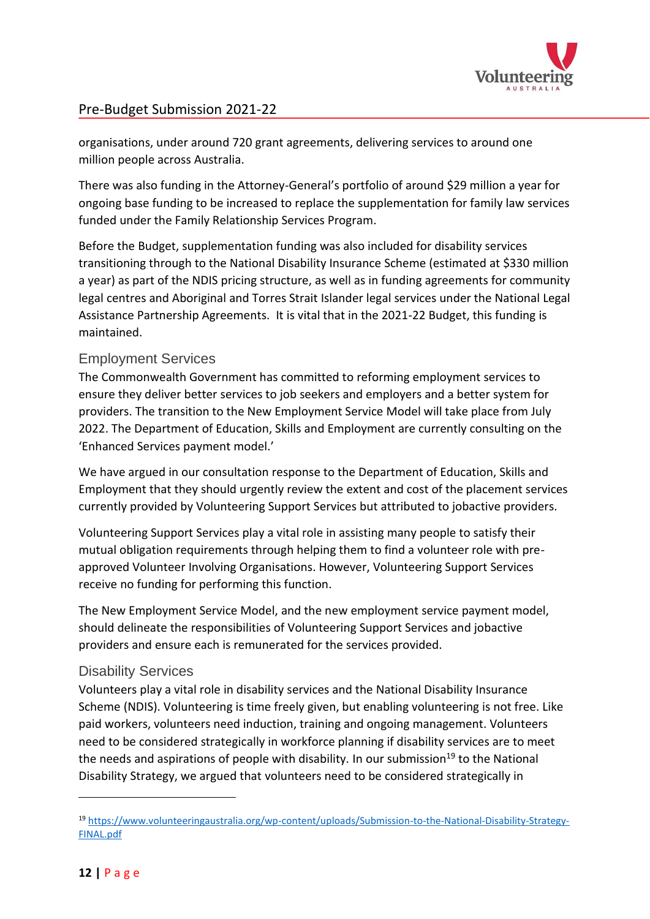organisations, under around 720 grant agreements, delivering services to around one million people across Australia.

There was also funding in the Attorney-General's portfolio of around $29 million a year for ongoing base funding to be increased to replace the supplementation for family law services funded under the Family Relationship Services Program.

Before the Budget, supplementation funding was also included for disability services transitioning through to the National Disability Insurance Scheme (estimated at $330 million a year) as part of the NDIS pricing structure, as well as in funding agreements for community legal centres and Aboriginal and Torres Strait Islander legal services under the National Legal Assistance Partnership Agreements. It is vital that in the 2021-22 Budget, this funding is maintained.

## Employment Services

The Commonwealth Government has committed to reforming employment services to ensure they deliver better services to job seekers and employers and a better system for providers. The transition to the New Employment Service Model will take place from July 2022. The Department of Education, Skills and Employment are currently consulting on the 'Enhanced Services payment model.'

We have argued in our consultation response to the Department of Education, Skills and Employment that they should urgently review the extent and cost of the placement services currently provided by Volunteering Support Services but attributed to jobactive providers.

Volunteering Support Services play a vital role in assisting many people to satisfy their mutual obligation requirements through helping them to find a volunteer role with pre-approved Volunteer Involving Organisations. However, Volunteering Support Services receive no funding for performing this function.

The New Employment Service Model, and the new employment service payment model, should delineate the responsibilities of Volunteering Support Services and jobactive providers and ensure each is remunerated for the services provided.

## Disability Services

Volunteers play a vital role in disability services and the National Disability Insurance Scheme (NDIS). Volunteering is time freely given, but enabling volunteering is not free. Like paid workers, volunteers need induction, training and ongoing management. Volunteers need to be considered strategically in workforce planning if disability services are to meet the needs and aspirations of people with disability. In our submission[19] to the National Disability Strategy, we argued that volunteers need to be considered strategically in

---

[19] https://www.volunteeringaustralia.org/wp-content/uploads/Submission-to-the-National-Disability-Strategy-FINAL.pdf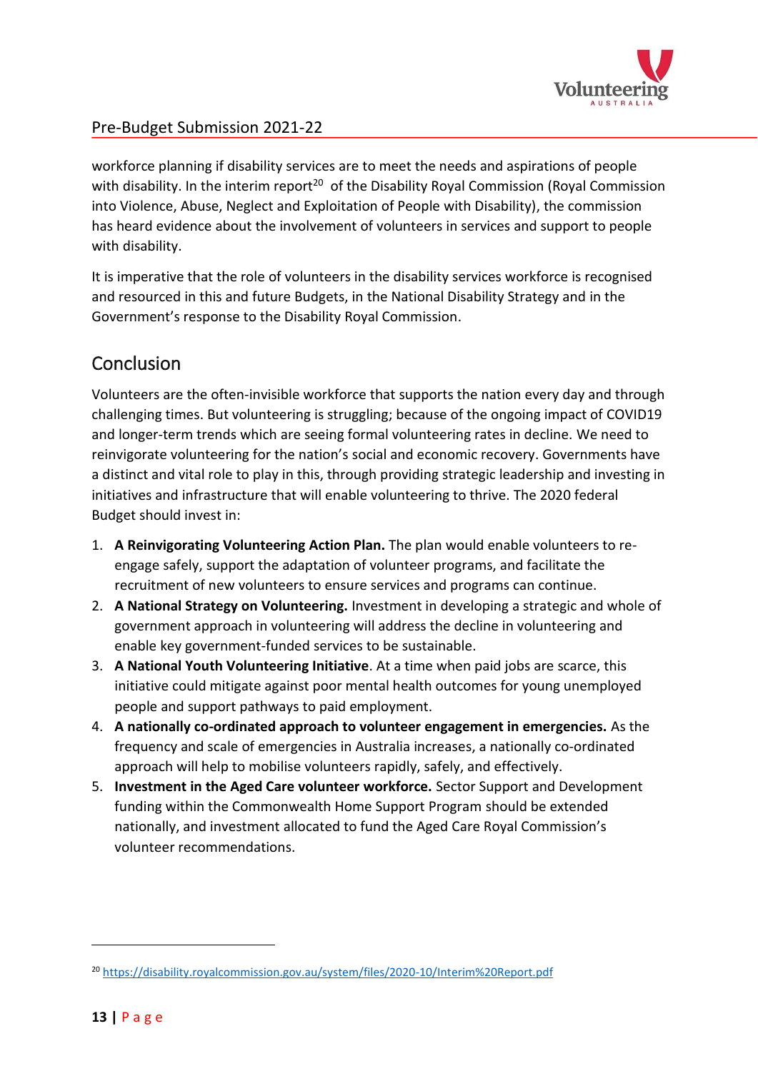workforce planning if disability services are to meet the needs and aspirations of people with disability. In the interim report[20] of the Disability Royal Commission (Royal Commission into Violence, Abuse, Neglect and Exploitation of People with Disability), the commission has heard evidence about the involvement of volunteers in services and support to people with disability.

It is imperative that the role of volunteers in the disability services workforce is recognised and resourced in this and future Budgets, in the National Disability Strategy and in the Government's response to the Disability Royal Commission.

## Conclusion

Volunteers are the often-invisible workforce that supports the nation every day and through challenging times. But volunteering is struggling; because of the ongoing impact of COVID19 and longer-term trends which are seeing formal volunteering rates in decline. We need to reinvigorate volunteering for the nation's social and economic recovery. Governments have a distinct and vital role to play in this, through providing strategic leadership and investing in initiatives and infrastructure that will enable volunteering to thrive. The 2020 federal Budget should invest in:

1. **A Reinvigorating Volunteering Action Plan.** The plan would enable volunteers to re-engage safely, support the adaptation of volunteer programs, and facilitate the recruitment of new volunteers to ensure services and programs can continue.
2. **A National Strategy on Volunteering.** Investment in developing a strategic and whole of government approach in volunteering will address the decline in volunteering and enable key government-funded services to be sustainable.
3. **A National Youth Volunteering Initiative**. At a time when paid jobs are scarce, this initiative could mitigate against poor mental health outcomes for young unemployed people and support pathways to paid employment.
4. **A nationally co-ordinated approach to volunteer engagement in emergencies.** As the frequency and scale of emergencies in Australia increases, a nationally co-ordinated approach will help to mobilise volunteers rapidly, safely, and effectively.
5. **Investment in the Aged Care volunteer workforce.** Sector Support and Development funding within the Commonwealth Home Support Program should be extended nationally, and investment allocated to fund the Aged Care Royal Commission's volunteer recommendations.

---

[20] https://disability.royalcommission.gov.au/system/files/2020-10/Interim%20Report.pdf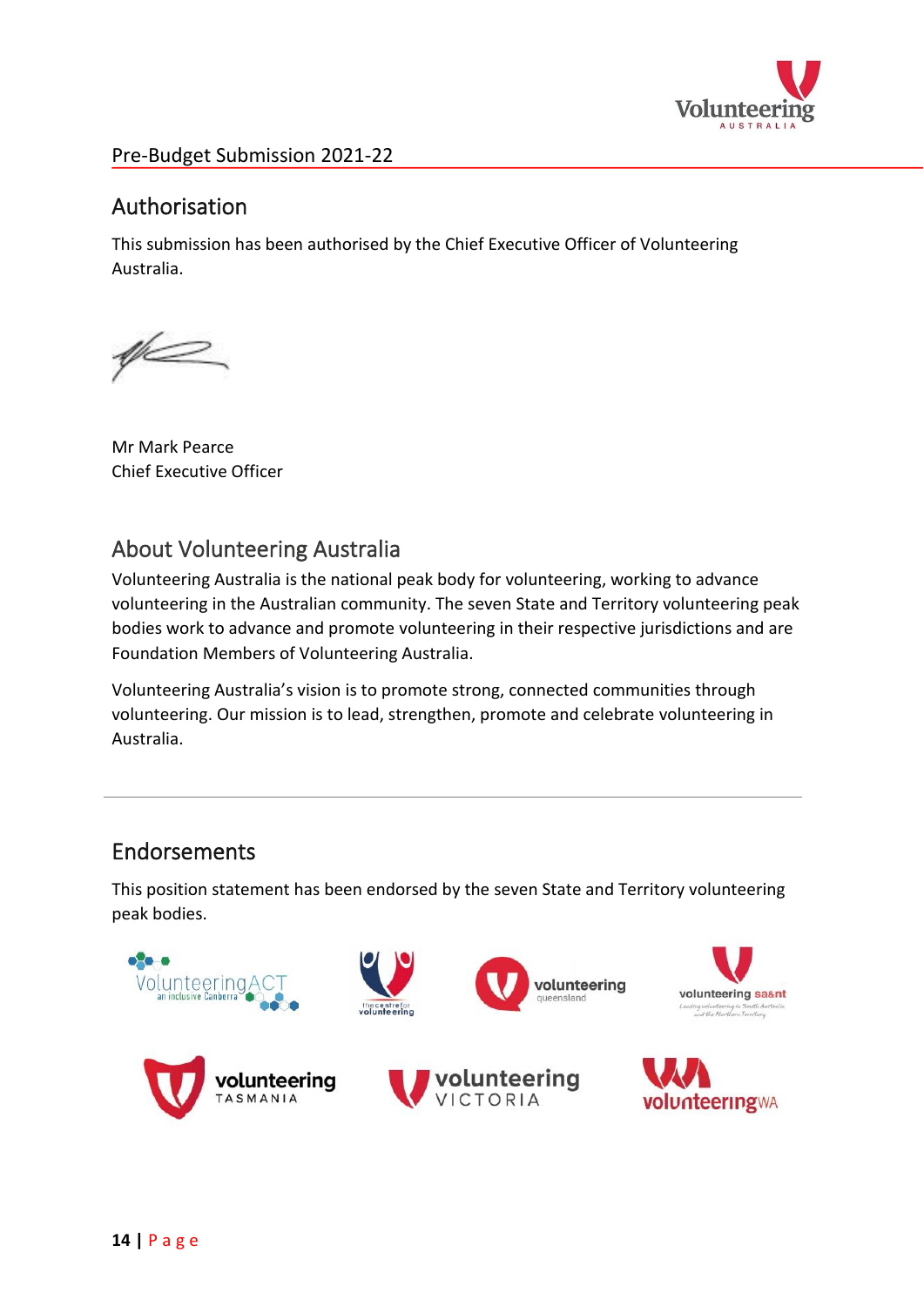## Authorisation

This submission has been authorised by the Chief Executive Officer of Volunteering Australia.

Mr Mark Pearce
Chief Executive Officer

## About Volunteering Australia

Volunteering Australia is the national peak body for volunteering, working to advance volunteering in the Australian community. The seven State and Territory volunteering peak bodies work to advance and promote volunteering in their respective jurisdictions and are Foundation Members of Volunteering Australia.

Volunteering Australia's vision is to promote strong, connected communities through volunteering. Our mission is to lead, strengthen, promote and celebrate volunteering in Australia.

---

## Endorsements

This position statement has been endorsed by the seven State and Territory volunteering peak bodies.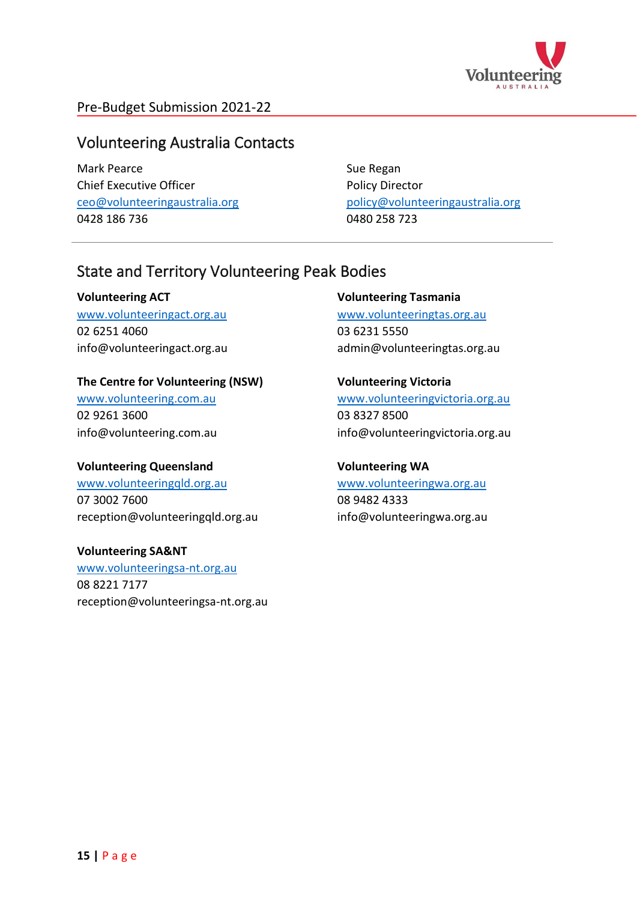## Volunteering Australia Contacts

Mark Pearce
Chief Executive Officer
ceo@volunteeringaustralia.org
0428 186 736

Sue Regan
Policy Director
policy@volunteeringaustralia.org
0480 258 723

---

## State and Territory Volunteering Peak Bodies

**Volunteering ACT**
www.volunteeringact.org.au
02 6251 4060
info@volunteeringact.org.au

**The Centre for Volunteering (NSW)**
www.volunteering.com.au
02 9261 3600
info@volunteering.com.au

**Volunteering Queensland**
www.volunteeringqld.org.au
07 3002 7600
reception@volunteeringqld.org.au

**Volunteering SA&NT**
www.volunteeringsa-nt.org.au
08 8221 7177
reception@volunteeringsa-nt.org.au

**Volunteering Tasmania**
www.volunteeringtas.org.au
03 6231 5550
admin@volunteeringtas.org.au

**Volunteering Victoria**
www.volunteeringvictoria.org.au
03 8327 8500
info@volunteeringvictoria.org.au

**Volunteering WA**
www.volunteeringwa.org.au
08 9482 4333
info@volunteeringwa.org.au